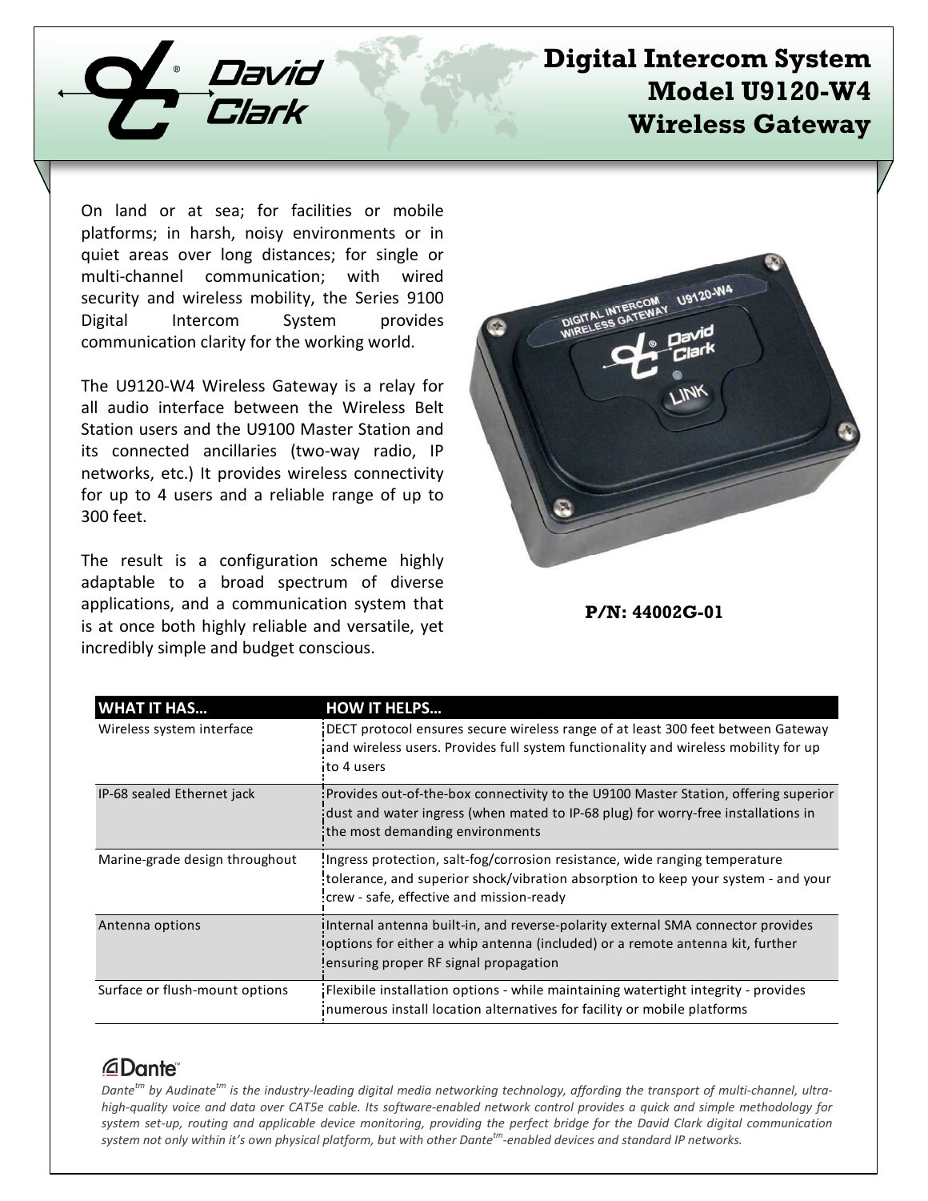# Digital Intercom System
# Model U9120-W4
# Wireless Gateway

On land or at sea; for facilities or mobile platforms; in harsh, noisy environments or in quiet areas over long distances; for single or multi-channel communication; with wired security and wireless mobility, the Series 9100 Digital Intercom System provides communication clarity for the working world.

The U9120-W4 Wireless Gateway is a relay for all audio interface between the Wireless Belt Station users and the U9100 Master Station and its connected ancillaries (two-way radio, IP networks, etc.) It provides wireless connectivity for up to 4 users and a reliable range of up to 300 feet.

The result is a configuration scheme highly adaptable to a broad spectrum of diverse applications, and a communication system that is at once both highly reliable and versatile, yet incredibly simple and budget conscious.

**P/N: 44002G-01**

| WHAT IT HAS… | HOW IT HELPS… |
|---|---|
| Wireless system interface | DECT protocol ensures secure wireless range of at least 300 feet between Gateway and wireless users. Provides full system functionality and wireless mobility for up to 4 users |
| IP-68 sealed Ethernet jack | Provides out-of-the-box connectivity to the U9100 Master Station, offering superior dust and water ingress (when mated to IP-68 plug) for worry-free installations in the most demanding environments |
| Marine-grade design throughout | Ingress protection, salt-fog/corrosion resistance, wide ranging temperature tolerance, and superior shock/vibration absorption to keep your system - and your crew - safe, effective and mission-ready |
| Antenna options | Internal antenna built-in, and reverse-polarity external SMA connector provides options for either a whip antenna (included) or a remote antenna kit, further ensuring proper RF signal propagation |
| Surface or flush-mount options | Flexibile installation options - while maintaining watertight integrity - provides numerous install location alternatives for facility or mobile platforms |

**Dante™**

*Dante™ by Audinate™ is the industry-leading digital media networking technology, affording the transport of multi-channel, ultra-high-quality voice and data over CAT5e cable. Its software-enabled network control provides a quick and simple methodology for system set-up, routing and applicable device monitoring, providing the perfect bridge for the David Clark digital communication system not only within it's own physical platform, but with other Dante™-enabled devices and standard IP networks.*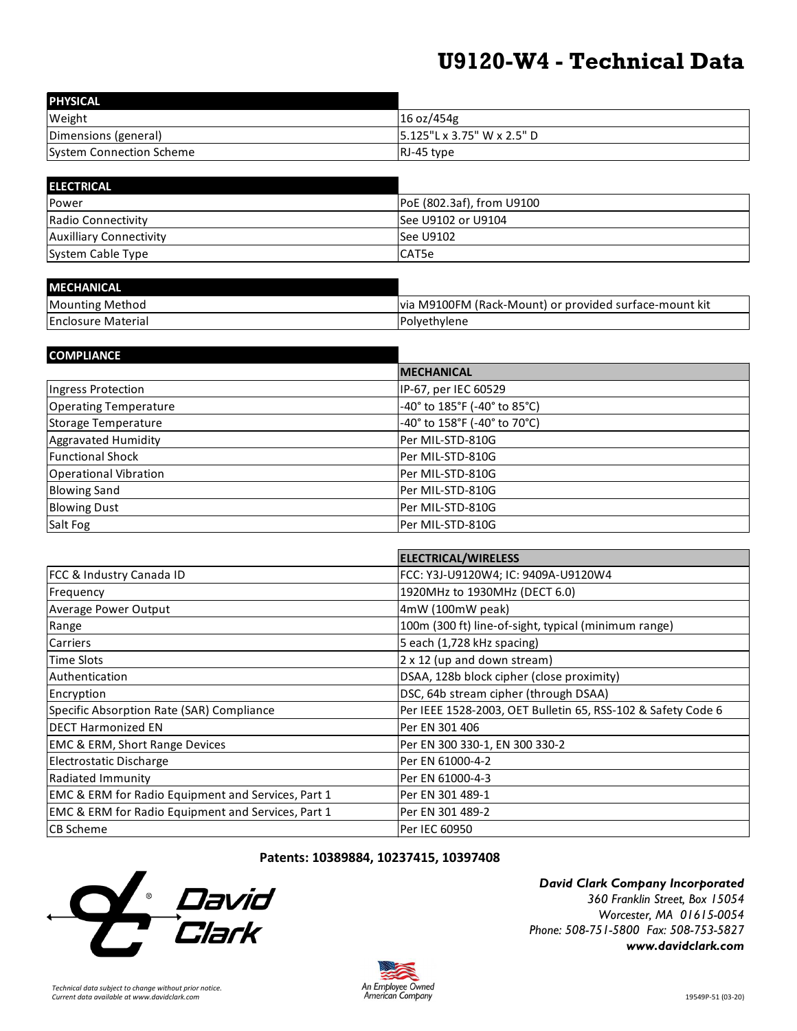# U9120-W4 - Technical Data

| PHYSICAL | |
|---|---|
| Weight | 16 oz/454g |
| Dimensions (general) | 5.125"L x 3.75" W x 2.5" D |
| System Connection Scheme | RJ-45 type |

| ELECTRICAL | |
|---|---|
| Power | PoE (802.3af), from U9100 |
| Radio Connectivity | See U9102 or U9104 |
| Auxilliary Connectivity | See U9102 |
| System Cable Type | CAT5e |

| MECHANICAL | |
|---|---|
| Mounting Method | via M9100FM (Rack-Mount) or provided surface-mount kit |
| Enclosure Material | Polyethylene |

| COMPLIANCE | |
|---|---|
| | **MECHANICAL** |
| Ingress Protection | IP-67, per IEC 60529 |
| Operating Temperature | -40° to 185°F (-40° to 85°C) |
| Storage Temperature | -40° to 158°F (-40° to 70°C) |
| Aggravated Humidity | Per MIL-STD-810G |
| Functional Shock | Per MIL-STD-810G |
| Operational Vibration | Per MIL-STD-810G |
| Blowing Sand | Per MIL-STD-810G |
| Blowing Dust | Per MIL-STD-810G |
| Salt Fog | Per MIL-STD-810G |

| | ELECTRICAL/WIRELESS |
|---|---|
| FCC & Industry Canada ID | FCC: Y3J-U9120W4; IC: 9409A-U9120W4 |
| Frequency | 1920MHz to 1930MHz (DECT 6.0) |
| Average Power Output | 4mW (100mW peak) |
| Range | 100m (300 ft) line-of-sight, typical (minimum range) |
| Carriers | 5 each (1,728 kHz spacing) |
| Time Slots | 2 x 12 (up and down stream) |
| Authentication | DSAA, 128b block cipher (close proximity) |
| Encryption | DSC, 64b stream cipher (through DSAA) |
| Specific Absorption Rate (SAR) Compliance | Per IEEE 1528-2003, OET Bulletin 65, RSS-102 & Safety Code 6 |
| DECT Harmonized EN | Per EN 301 406 |
| EMC & ERM, Short Range Devices | Per EN 300 330-1, EN 300 330-2 |
| Electrostatic Discharge | Per EN 61000-4-2 |
| Radiated Immunity | Per EN 61000-4-3 |
| EMC & ERM for Radio Equipment and Services, Part 1 | Per EN 301 489-1 |
| EMC & ERM for Radio Equipment and Services, Part 1 | Per EN 301 489-2 |
| CB Scheme | Per IEC 60950 |

**Patents: 10389884, 10237415, 10397408**

David Clark

***David Clark Company Incorporated***
*360 Franklin Street, Box 15054*
*Worcester, MA 01615-0054*
*Phone: 508-751-5800 Fax: 508-753-5827*
***www.davidclark.com***

*Technical data subject to change without prior notice.*
*Current data available at www.davidclark.com*

An Employee Owned American Company

19549P-51 (03-20)